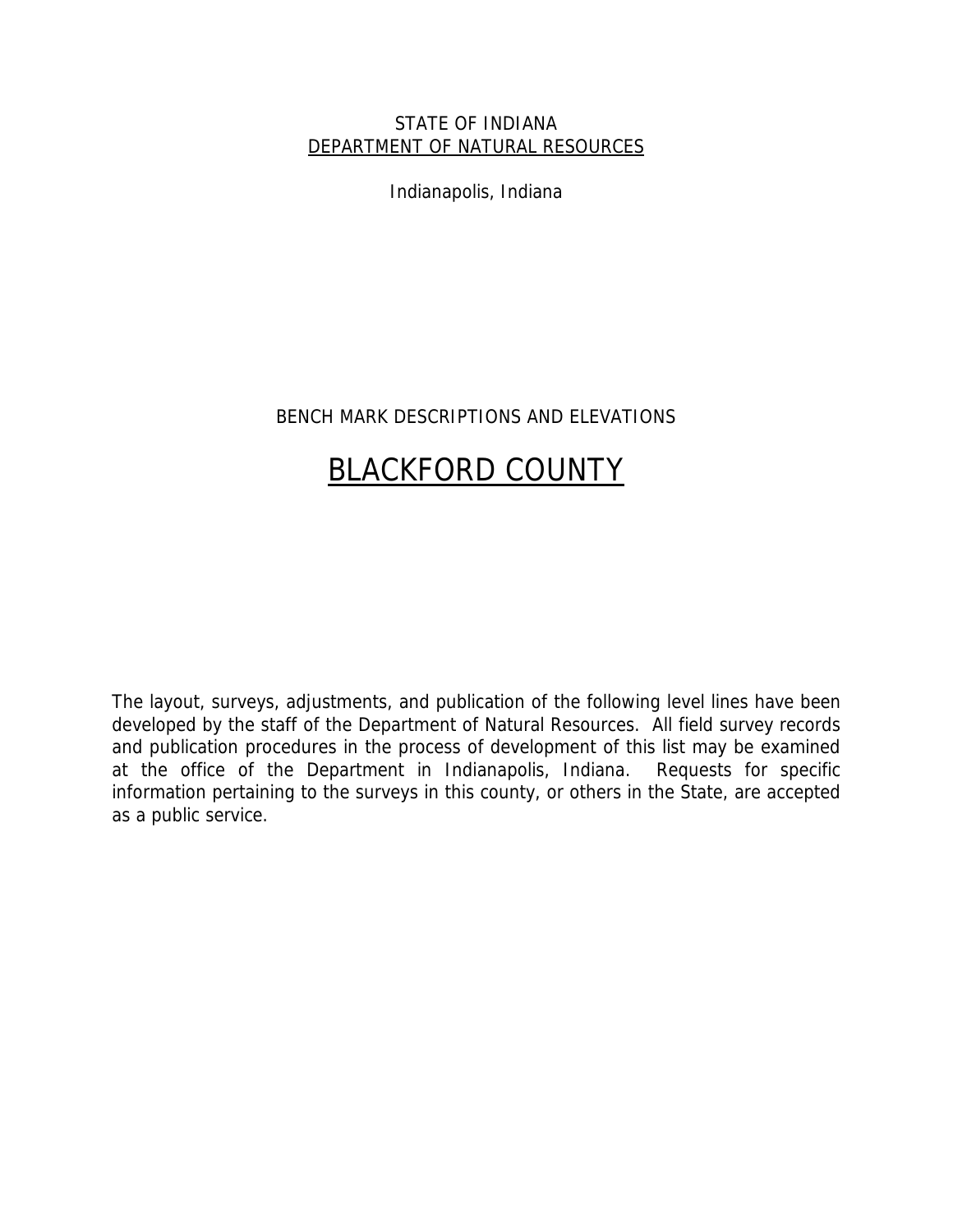STATE OF INDIANA

<u>DEPARTMENT OF NATURAL RESOURCES</u>

Indianapolis, Indiana

BENCH MARK DESCRIPTIONS AND ELEVATIONS

# BLACKFORD COUNTY

The layout, surveys, adjustments, and publication of the following level lines have been developed by the staff of the Department of Natural Resources. All field survey records and publication procedures in the process of development of this list may be examined at the office of the Department in Indianapolis, Indiana. Requests for specific information pertaining to the surveys in this county, or others in the State, are accepted as a public service.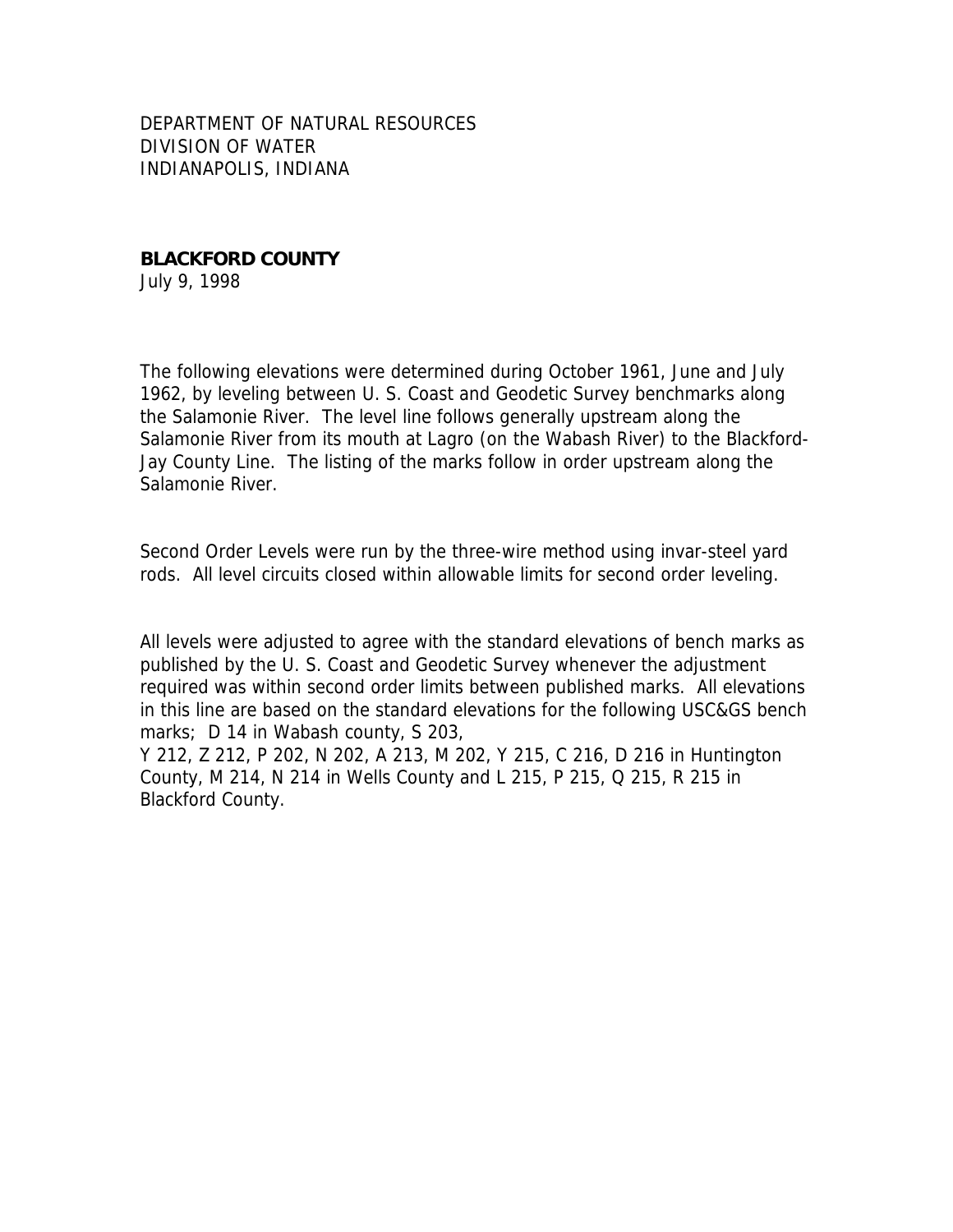DEPARTMENT OF NATURAL RESOURCES
DIVISION OF WATER
INDIANAPOLIS, INDIANA

**BLACKFORD COUNTY**
July 9, 1998

The following elevations were determined during October 1961, June and July 1962, by leveling between U. S. Coast and Geodetic Survey benchmarks along the Salamonie River. The level line follows generally upstream along the Salamonie River from its mouth at Lagro (on the Wabash River) to the Blackford-Jay County Line. The listing of the marks follow in order upstream along the Salamonie River.

Second Order Levels were run by the three-wire method using invar-steel yard rods. All level circuits closed within allowable limits for second order leveling.

All levels were adjusted to agree with the standard elevations of bench marks as published by the U. S. Coast and Geodetic Survey whenever the adjustment required was within second order limits between published marks. All elevations in this line are based on the standard elevations for the following USC&GS bench marks; D 14 in Wabash county, S 203, Y 212, Z 212, P 202, N 202, A 213, M 202, Y 215, C 216, D 216 in Huntington County, M 214, N 214 in Wells County and L 215, P 215, Q 215, R 215 in Blackford County.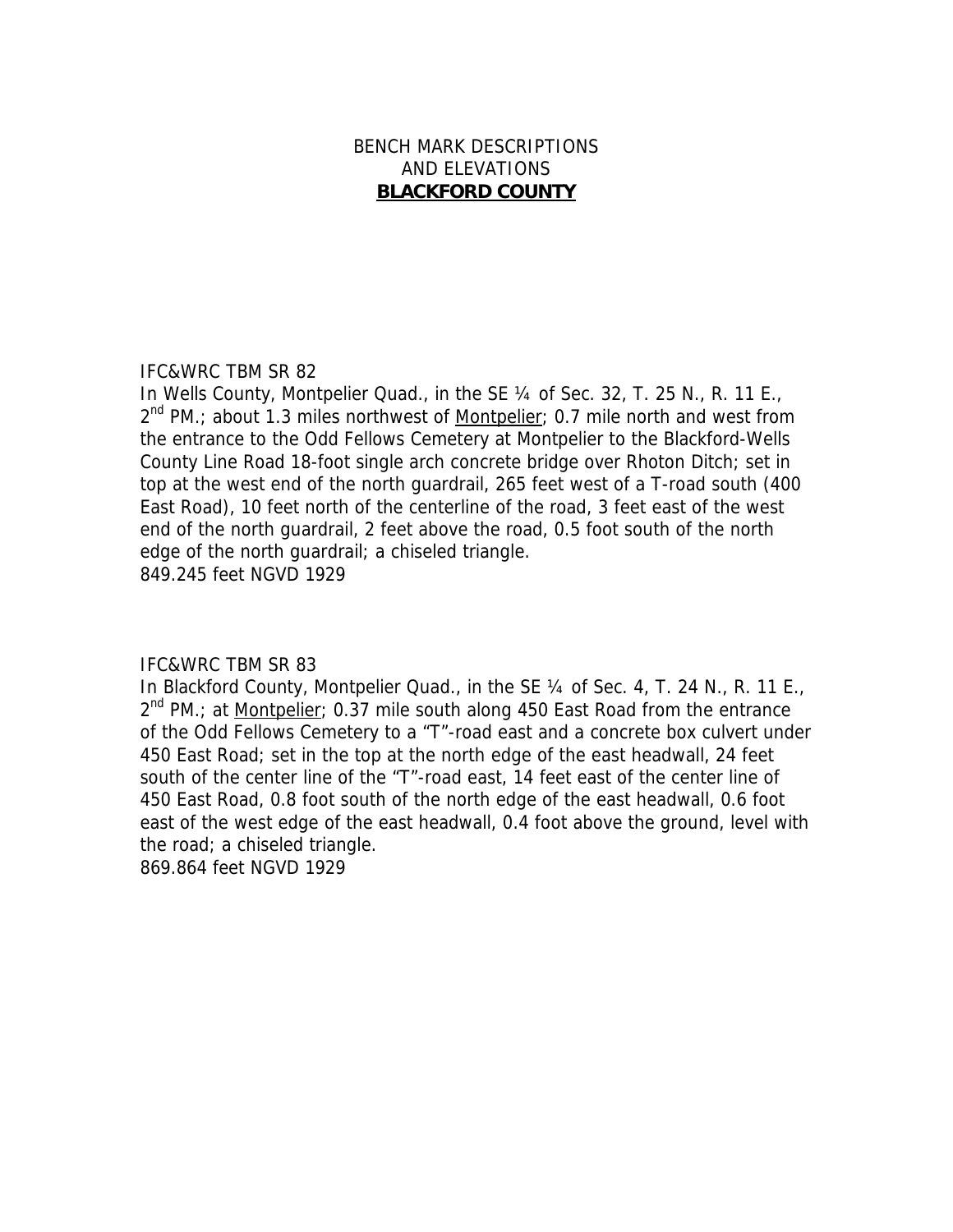BENCH MARK DESCRIPTIONS
AND ELEVATIONS
**BLACKFORD COUNTY**

IFC&WRC TBM SR 82
In Wells County, Montpelier Quad., in the SE ¼ of Sec. 32, T. 25 N., R. 11 E., 2nd PM.; about 1.3 miles northwest of Montpelier; 0.7 mile north and west from the entrance to the Odd Fellows Cemetery at Montpelier to the Blackford-Wells County Line Road 18-foot single arch concrete bridge over Rhoton Ditch; set in top at the west end of the north guardrail, 265 feet west of a T-road south (400 East Road), 10 feet north of the centerline of the road, 3 feet east of the west end of the north guardrail, 2 feet above the road, 0.5 foot south of the north edge of the north guardrail; a chiseled triangle.
849.245 feet NGVD 1929

IFC&WRC TBM SR 83
In Blackford County, Montpelier Quad., in the SE ¼ of Sec. 4, T. 24 N., R. 11 E., 2nd PM.; at Montpelier; 0.37 mile south along 450 East Road from the entrance of the Odd Fellows Cemetery to a "T"-road east and a concrete box culvert under 450 East Road; set in the top at the north edge of the east headwall, 24 feet south of the center line of the "T"-road east, 14 feet east of the center line of 450 East Road, 0.8 foot south of the north edge of the east headwall, 0.6 foot east of the west edge of the east headwall, 0.4 foot above the ground, level with the road; a chiseled triangle.
869.864 feet NGVD 1929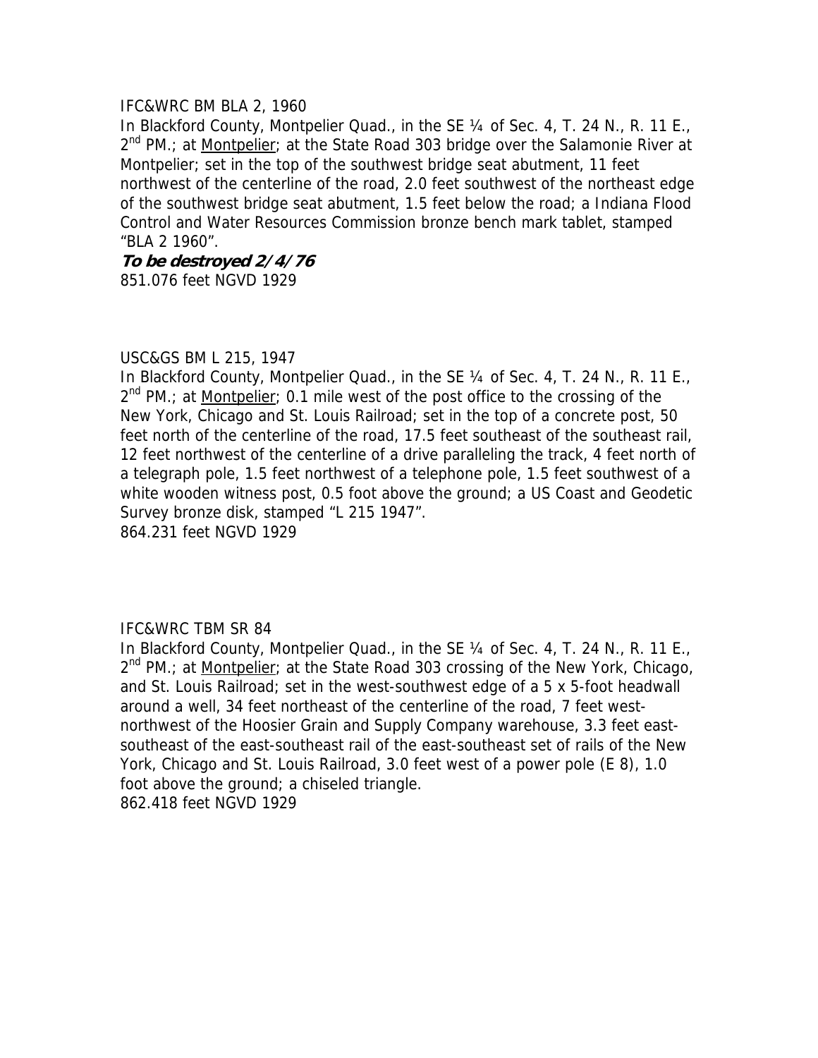IFC&WRC BM BLA 2, 1960

In Blackford County, Montpelier Quad., in the SE ¼ of Sec. 4, T. 24 N., R. 11 E., 2nd PM.; at Montpelier; at the State Road 303 bridge over the Salamonie River at Montpelier; set in the top of the southwest bridge seat abutment, 11 feet northwest of the centerline of the road, 2.0 feet southwest of the northeast edge of the southwest bridge seat abutment, 1.5 feet below the road; a Indiana Flood Control and Water Resources Commission bronze bench mark tablet, stamped "BLA 2 1960".

***To be destroyed 2/4/76***

851.076 feet NGVD 1929

USC&GS BM L 215, 1947

In Blackford County, Montpelier Quad., in the SE ¼ of Sec. 4, T. 24 N., R. 11 E., 2nd PM.; at Montpelier; 0.1 mile west of the post office to the crossing of the New York, Chicago and St. Louis Railroad; set in the top of a concrete post, 50 feet north of the centerline of the road, 17.5 feet southeast of the southeast rail, 12 feet northwest of the centerline of a drive paralleling the track, 4 feet north of a telegraph pole, 1.5 feet northwest of a telephone pole, 1.5 feet southwest of a white wooden witness post, 0.5 foot above the ground; a US Coast and Geodetic Survey bronze disk, stamped "L 215 1947".

864.231 feet NGVD 1929

IFC&WRC TBM SR 84

In Blackford County, Montpelier Quad., in the SE ¼ of Sec. 4, T. 24 N., R. 11 E., 2nd PM.; at Montpelier; at the State Road 303 crossing of the New York, Chicago, and St. Louis Railroad; set in the west-southwest edge of a 5 x 5-foot headwall around a well, 34 feet northeast of the centerline of the road, 7 feet west-northwest of the Hoosier Grain and Supply Company warehouse, 3.3 feet east-southeast of the east-southeast rail of the east-southeast set of rails of the New York, Chicago and St. Louis Railroad, 3.0 feet west of a power pole (E 8), 1.0 foot above the ground; a chiseled triangle.

862.418 feet NGVD 1929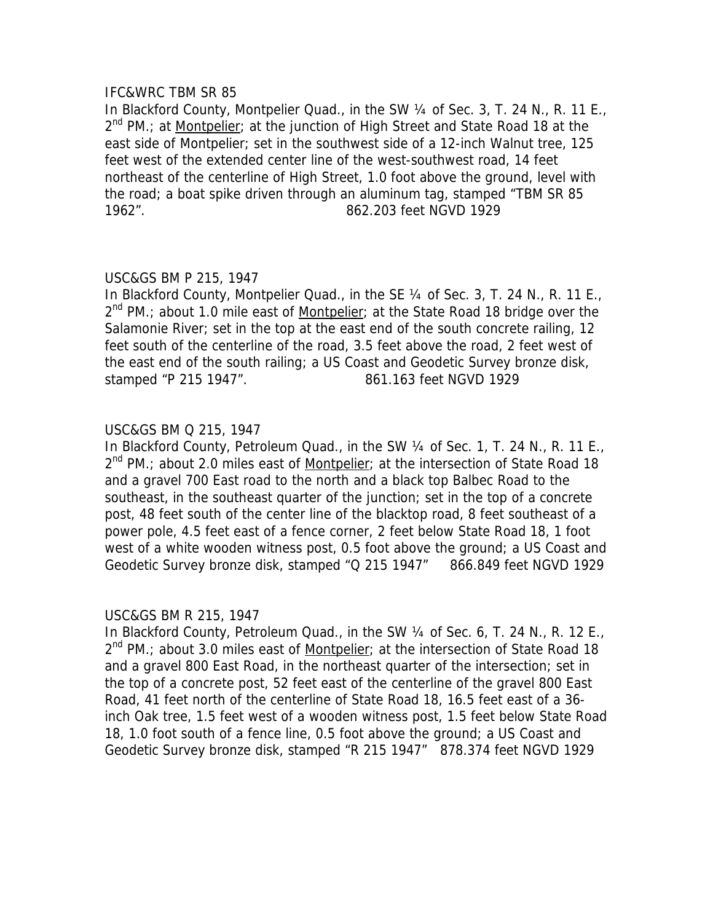IFC&WRC TBM SR 85

In Blackford County, Montpelier Quad., in the SW ¼ of Sec. 3, T. 24 N., R. 11 E., 2nd PM.; at Montpelier; at the junction of High Street and State Road 18 at the east side of Montpelier; set in the southwest side of a 12-inch Walnut tree, 125 feet west of the extended center line of the west-southwest road, 14 feet northeast of the centerline of High Street, 1.0 foot above the ground, level with the road; a boat spike driven through an aluminum tag, stamped "TBM SR 85 1962". 862.203 feet NGVD 1929

USC&GS BM P 215, 1947

In Blackford County, Montpelier Quad., in the SE ¼ of Sec. 3, T. 24 N., R. 11 E., 2nd PM.; about 1.0 mile east of Montpelier; at the State Road 18 bridge over the Salamonie River; set in the top at the east end of the south concrete railing, 12 feet south of the centerline of the road, 3.5 feet above the road, 2 feet west of the east end of the south railing; a US Coast and Geodetic Survey bronze disk, stamped "P 215 1947". 861.163 feet NGVD 1929

USC&GS BM Q 215, 1947

In Blackford County, Petroleum Quad., in the SW ¼ of Sec. 1, T. 24 N., R. 11 E., 2nd PM.; about 2.0 miles east of Montpelier; at the intersection of State Road 18 and a gravel 700 East road to the north and a black top Balbec Road to the southeast, in the southeast quarter of the junction; set in the top of a concrete post, 48 feet south of the center line of the blacktop road, 8 feet southeast of a power pole, 4.5 feet east of a fence corner, 2 feet below State Road 18, 1 foot west of a white wooden witness post, 0.5 foot above the ground; a US Coast and Geodetic Survey bronze disk, stamped "Q 215 1947" 866.849 feet NGVD 1929

USC&GS BM R 215, 1947

In Blackford County, Petroleum Quad., in the SW ¼ of Sec. 6, T. 24 N., R. 12 E., 2nd PM.; about 3.0 miles east of Montpelier; at the intersection of State Road 18 and a gravel 800 East Road, in the northeast quarter of the intersection; set in the top of a concrete post, 52 feet east of the centerline of the gravel 800 East Road, 41 feet north of the centerline of State Road 18, 16.5 feet east of a 36-inch Oak tree, 1.5 feet west of a wooden witness post, 1.5 feet below State Road 18, 1.0 foot south of a fence line, 0.5 foot above the ground; a US Coast and Geodetic Survey bronze disk, stamped "R 215 1947" 878.374 feet NGVD 1929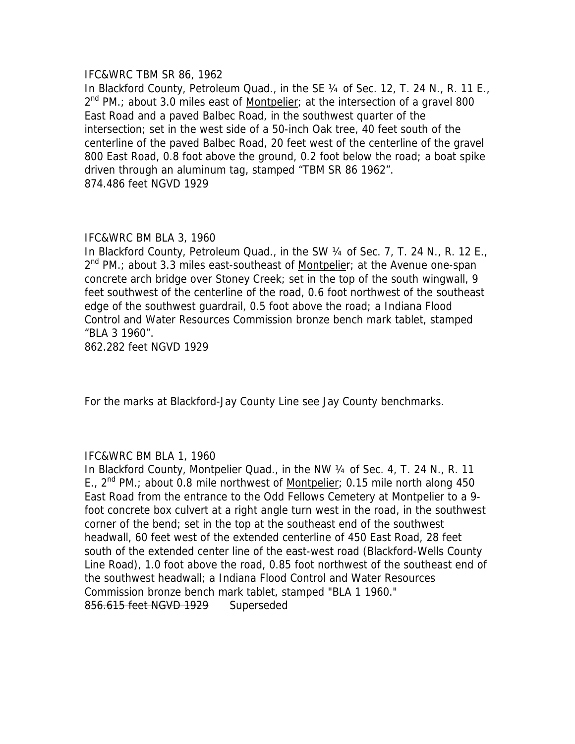IFC&WRC TBM SR 86, 1962

In Blackford County, Petroleum Quad., in the SE ¼ of Sec. 12, T. 24 N., R. 11 E., 2nd PM.; about 3.0 miles east of Montpelier; at the intersection of a gravel 800 East Road and a paved Balbec Road, in the southwest quarter of the intersection; set in the west side of a 50-inch Oak tree, 40 feet south of the centerline of the paved Balbec Road, 20 feet west of the centerline of the gravel 800 East Road, 0.8 foot above the ground, 0.2 foot below the road; a boat spike driven through an aluminum tag, stamped "TBM SR 86 1962".

874.486 feet NGVD 1929

IFC&WRC BM BLA 3, 1960

In Blackford County, Petroleum Quad., in the SW ¼ of Sec. 7, T. 24 N., R. 12 E., 2nd PM.; about 3.3 miles east-southeast of Montpelier; at the Avenue one-span concrete arch bridge over Stoney Creek; set in the top of the south wingwall, 9 feet southwest of the centerline of the road, 0.6 foot northwest of the southeast edge of the southwest guardrail, 0.5 foot above the road; a Indiana Flood Control and Water Resources Commission bronze bench mark tablet, stamped "BLA 3 1960".

862.282 feet NGVD 1929

For the marks at Blackford-Jay County Line see Jay County benchmarks.

IFC&WRC BM BLA 1, 1960

In Blackford County, Montpelier Quad., in the NW ¼ of Sec. 4, T. 24 N., R. 11 E., 2nd PM.; about 0.8 mile northwest of Montpelier; 0.15 mile north along 450 East Road from the entrance to the Odd Fellows Cemetery at Montpelier to a 9-foot concrete box culvert at a right angle turn west in the road, in the southwest corner of the bend; set in the top at the southeast end of the southwest headwall, 60 feet west of the extended centerline of 450 East Road, 28 feet south of the extended center line of the east-west road (Blackford-Wells County Line Road), 1.0 foot above the road, 0.85 foot northwest of the southeast end of the southwest headwall; a Indiana Flood Control and Water Resources Commission bronze bench mark tablet, stamped "BLA 1 1960."

~~856.615 feet NGVD 1929~~ Superseded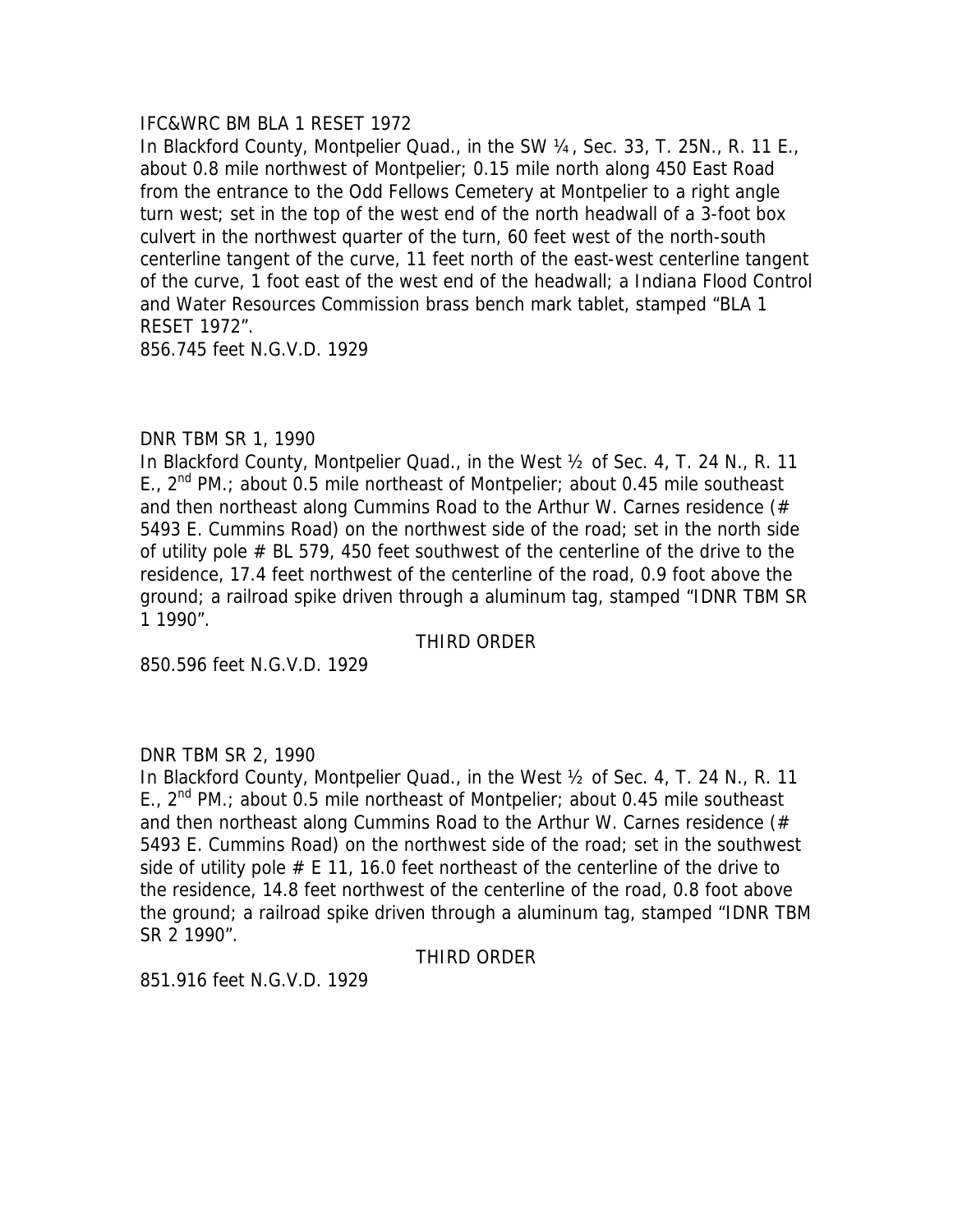IFC&WRC BM BLA 1 RESET 1972

In Blackford County, Montpelier Quad., in the SW ¼, Sec. 33, T. 25N., R. 11 E., about 0.8 mile northwest of Montpelier; 0.15 mile north along 450 East Road from the entrance to the Odd Fellows Cemetery at Montpelier to a right angle turn west; set in the top of the west end of the north headwall of a 3-foot box culvert in the northwest quarter of the turn, 60 feet west of the north-south centerline tangent of the curve, 11 feet north of the east-west centerline tangent of the curve, 1 foot east of the west end of the headwall; a Indiana Flood Control and Water Resources Commission brass bench mark tablet, stamped "BLA 1 RESET 1972".

856.745 feet N.G.V.D. 1929

DNR TBM SR 1, 1990

In Blackford County, Montpelier Quad., in the West ½ of Sec. 4, T. 24 N., R. 11 E., 2nd PM.; about 0.5 mile northeast of Montpelier; about 0.45 mile southeast and then northeast along Cummins Road to the Arthur W. Carnes residence (# 5493 E. Cummins Road) on the northwest side of the road; set in the north side of utility pole # BL 579, 450 feet southwest of the centerline of the drive to the residence, 17.4 feet northwest of the centerline of the road, 0.9 foot above the ground; a railroad spike driven through a aluminum tag, stamped "IDNR TBM SR 1 1990".

THIRD ORDER

850.596 feet N.G.V.D. 1929

DNR TBM SR 2, 1990

In Blackford County, Montpelier Quad., in the West ½ of Sec. 4, T. 24 N., R. 11 E., 2nd PM.; about 0.5 mile northeast of Montpelier; about 0.45 mile southeast and then northeast along Cummins Road to the Arthur W. Carnes residence (# 5493 E. Cummins Road) on the northwest side of the road; set in the southwest side of utility pole # E 11, 16.0 feet northeast of the centerline of the drive to the residence, 14.8 feet northwest of the centerline of the road, 0.8 foot above the ground; a railroad spike driven through a aluminum tag, stamped "IDNR TBM SR 2 1990".

THIRD ORDER

851.916 feet N.G.V.D. 1929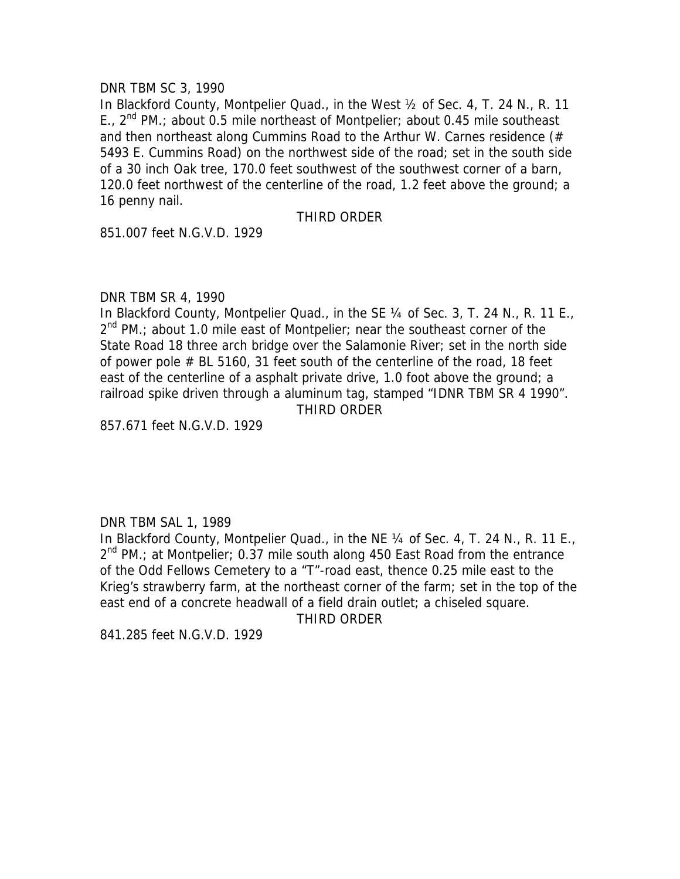DNR TBM SC 3, 1990

In Blackford County, Montpelier Quad., in the West ½ of Sec. 4, T. 24 N., R. 11 E., 2nd PM.; about 0.5 mile northeast of Montpelier; about 0.45 mile southeast and then northeast along Cummins Road to the Arthur W. Carnes residence (# 5493 E. Cummins Road) on the northwest side of the road; set in the south side of a 30 inch Oak tree, 170.0 feet southwest of the southwest corner of a barn, 120.0 feet northwest of the centerline of the road, 1.2 feet above the ground; a 16 penny nail.

THIRD ORDER

851.007 feet N.G.V.D. 1929

DNR TBM SR 4, 1990

In Blackford County, Montpelier Quad., in the SE ¼ of Sec. 3, T. 24 N., R. 11 E., 2nd PM.; about 1.0 mile east of Montpelier; near the southeast corner of the State Road 18 three arch bridge over the Salamonie River; set in the north side of power pole # BL 5160, 31 feet south of the centerline of the road, 18 feet east of the centerline of a asphalt private drive, 1.0 foot above the ground; a railroad spike driven through a aluminum tag, stamped "IDNR TBM SR 4 1990".

THIRD ORDER

857.671 feet N.G.V.D. 1929

DNR TBM SAL 1, 1989

In Blackford County, Montpelier Quad., in the NE ¼ of Sec. 4, T. 24 N., R. 11 E., 2nd PM.; at Montpelier; 0.37 mile south along 450 East Road from the entrance of the Odd Fellows Cemetery to a "T"-road east, thence 0.25 mile east to the Krieg's strawberry farm, at the northeast corner of the farm; set in the top of the east end of a concrete headwall of a field drain outlet; a chiseled square.

THIRD ORDER

841.285 feet N.G.V.D. 1929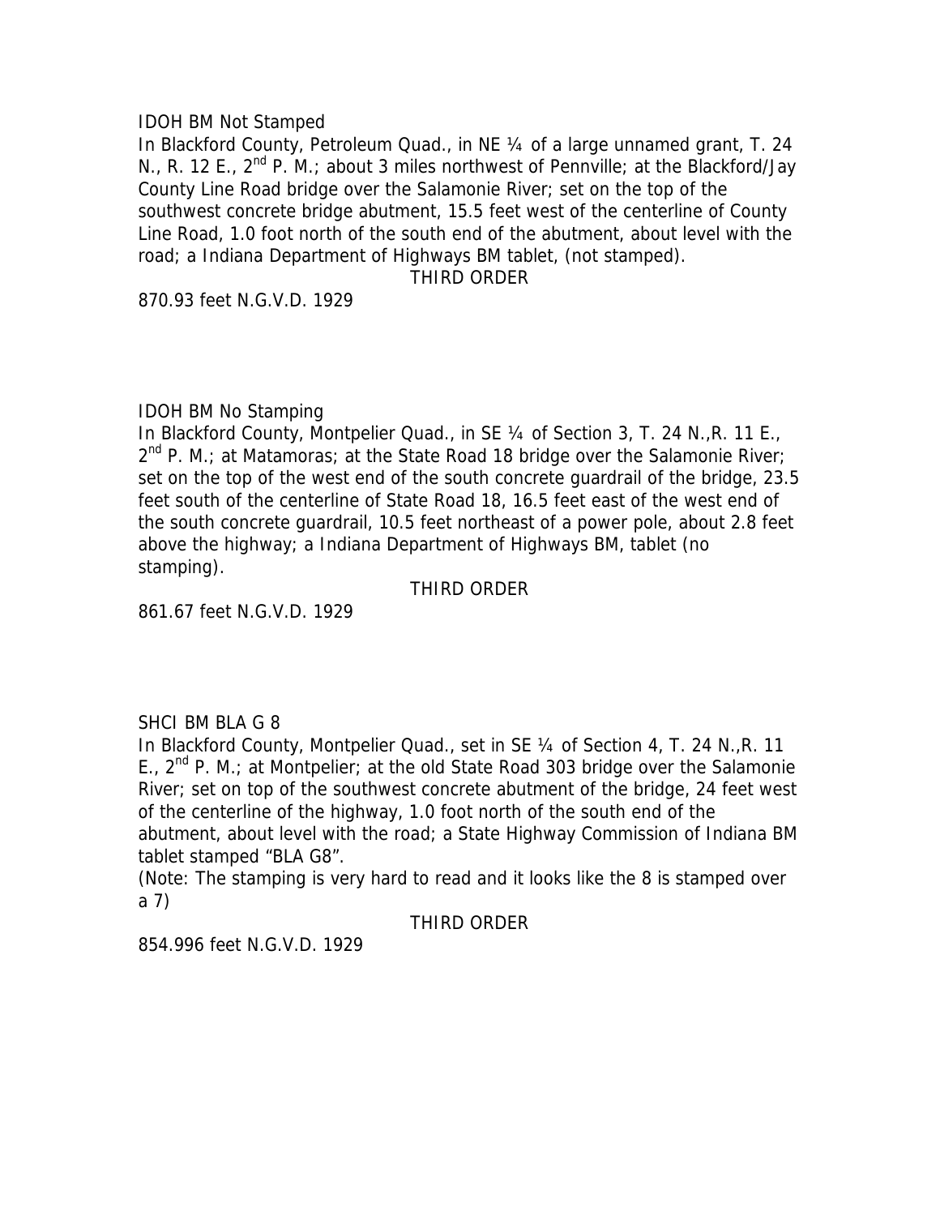IDOH BM Not Stamped

In Blackford County, Petroleum Quad., in NE ¼ of a large unnamed grant, T. 24 N., R. 12 E., 2nd P. M.; about 3 miles northwest of Pennville; at the Blackford/Jay County Line Road bridge over the Salamonie River; set on the top of the southwest concrete bridge abutment, 15.5 feet west of the centerline of County Line Road, 1.0 foot north of the south end of the abutment, about level with the road; a Indiana Department of Highways BM tablet, (not stamped).

THIRD ORDER

870.93 feet N.G.V.D. 1929

IDOH BM No Stamping

In Blackford County, Montpelier Quad., in SE ¼ of Section 3, T. 24 N.,R. 11 E., 2nd P. M.; at Matamoras; at the State Road 18 bridge over the Salamonie River; set on the top of the west end of the south concrete guardrail of the bridge, 23.5 feet south of the centerline of State Road 18, 16.5 feet east of the west end of the south concrete guardrail, 10.5 feet northeast of a power pole, about 2.8 feet above the highway; a Indiana Department of Highways BM, tablet (no stamping).

THIRD ORDER

861.67 feet N.G.V.D. 1929

SHCI BM BLA G 8

In Blackford County, Montpelier Quad., set in SE ¼ of Section 4, T. 24 N.,R. 11 E., 2nd P. M.; at Montpelier; at the old State Road 303 bridge over the Salamonie River; set on top of the southwest concrete abutment of the bridge, 24 feet west of the centerline of the highway, 1.0 foot north of the south end of the abutment, about level with the road; a State Highway Commission of Indiana BM tablet stamped "BLA G8".

(Note: The stamping is very hard to read and it looks like the 8 is stamped over a 7)

THIRD ORDER

854.996 feet N.G.V.D. 1929